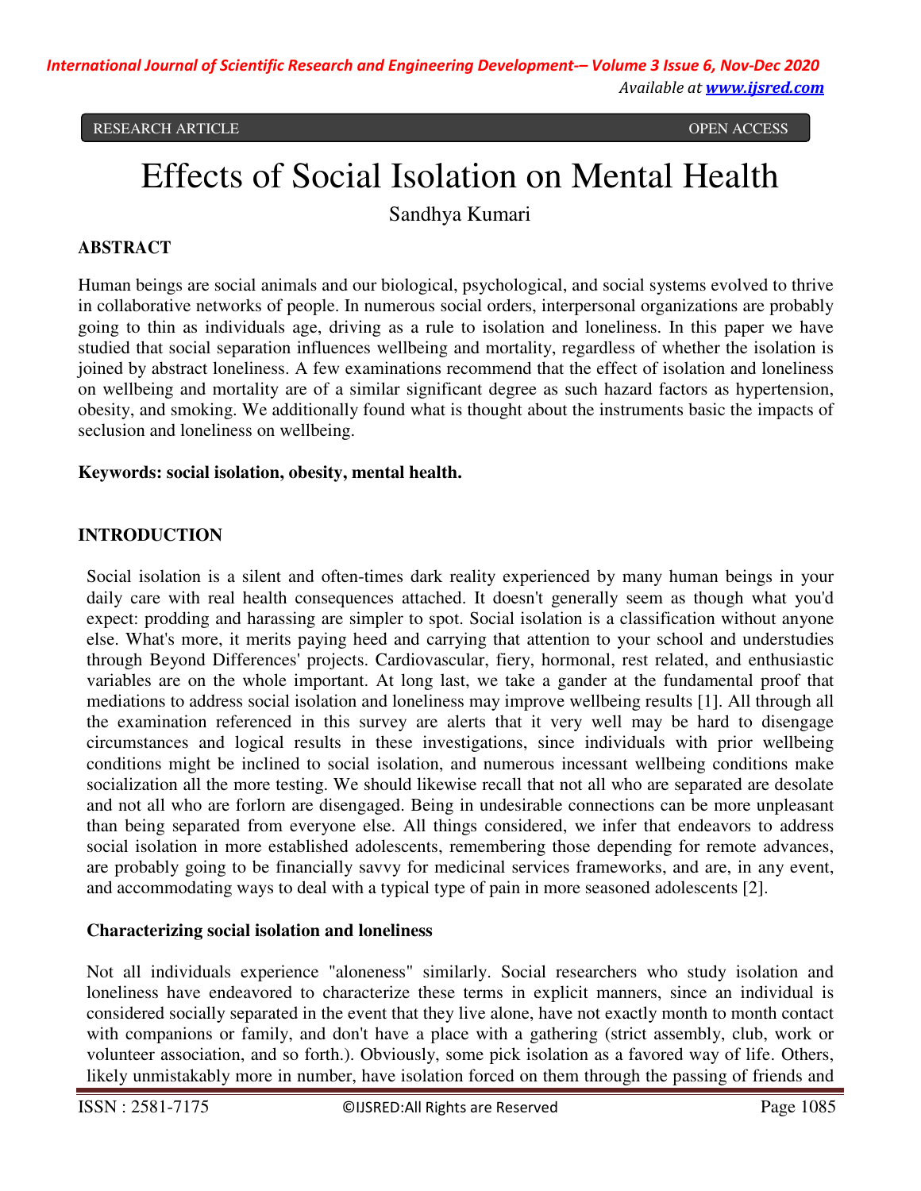RESEARCH ARTICLE OPEN ACCESS

# Effects of Social Isolation on Mental Health

Sandhya Kumari

## ABSTRACT

Human beings are social animals and our biological, psychological, and social systems evolved to thrive in collaborative networks of people. In numerous social orders, interpersonal organizations are probably going to thin as individuals age, driving as a rule to isolation and loneliness. In this paper we have studied that social separation influences wellbeing and mortality, regardless of whether the isolation is joined by abstract loneliness. A few examinations recommend that the effect of isolation and loneliness on wellbeing and mortality are of a similar significant degree as such hazard factors as hypertension, obesity, and smoking. We additionally found what is thought about the instruments basic the impacts of seclusion and loneliness on wellbeing.

**Keywords: social isolation, obesity, mental health.**

## INTRODUCTION

Social isolation is a silent and often-times dark reality experienced by many human beings in your daily care with real health consequences attached. It doesn't generally seem as though what you'd expect: prodding and harassing are simpler to spot. Social isolation is a classification without anyone else. What's more, it merits paying heed and carrying that attention to your school and understudies through Beyond Differences' projects. Cardiovascular, fiery, hormonal, rest related, and enthusiastic variables are on the whole important. At long last, we take a gander at the fundamental proof that mediations to address social isolation and loneliness may improve wellbeing results [1]. All through all the examination referenced in this survey are alerts that it very well may be hard to disengage circumstances and logical results in these investigations, since individuals with prior wellbeing conditions might be inclined to social isolation, and numerous incessant wellbeing conditions make socialization all the more testing. We should likewise recall that not all who are separated are desolate and not all who are forlorn are disengaged. Being in undesirable connections can be more unpleasant than being separated from everyone else. All things considered, we infer that endeavors to address social isolation in more established adolescents, remembering those depending for remote advances, are probably going to be financially savvy for medicinal services frameworks, and are, in any event, and accommodating ways to deal with a typical type of pain in more seasoned adolescents [2].

### Characterizing social isolation and loneliness

Not all individuals experience "aloneness" similarly. Social researchers who study isolation and loneliness have endeavored to characterize these terms in explicit manners, since an individual is considered socially separated in the event that they live alone, have not exactly month to month contact with companions or family, and don't have a place with a gathering (strict assembly, club, work or volunteer association, and so forth.). Obviously, some pick isolation as a favored way of life. Others, likely unmistakably more in number, have isolation forced on them through the passing of friends and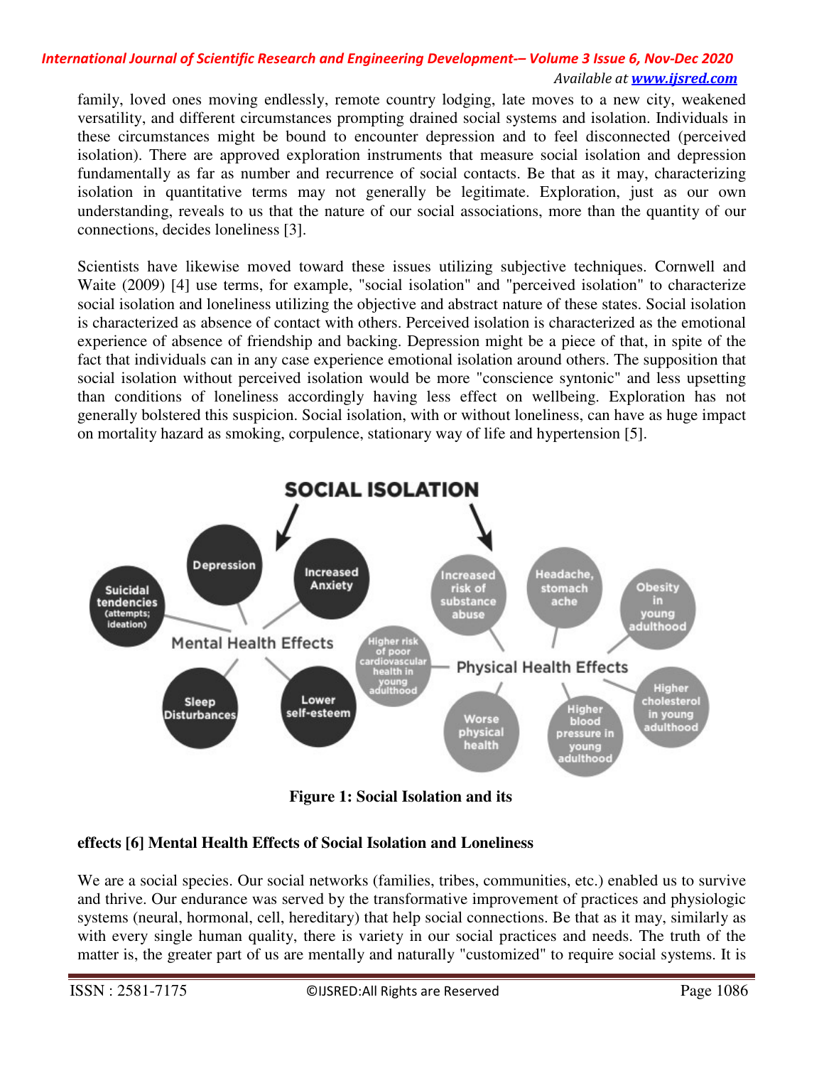family, loved ones moving endlessly, remote country lodging, late moves to a new city, weakened versatility, and different circumstances prompting drained social systems and isolation. Individuals in these circumstances might be bound to encounter depression and to feel disconnected (perceived isolation). There are approved exploration instruments that measure social isolation and depression fundamentally as far as number and recurrence of social contacts. Be that as it may, characterizing isolation in quantitative terms may not generally be legitimate. Exploration, just as our own understanding, reveals to us that the nature of our social associations, more than the quantity of our connections, decides loneliness [3].

Scientists have likewise moved toward these issues utilizing subjective techniques. Cornwell and Waite (2009) [4] use terms, for example, "social isolation" and "perceived isolation" to characterize social isolation and loneliness utilizing the objective and abstract nature of these states. Social isolation is characterized as absence of contact with others. Perceived isolation is characterized as the emotional experience of absence of friendship and backing. Depression might be a piece of that, in spite of the fact that individuals can in any case experience emotional isolation around others. The supposition that social isolation without perceived isolation would be more "conscience syntonic" and less upsetting than conditions of loneliness accordingly having less effect on wellbeing. Exploration has not generally bolstered this suspicion. Social isolation, with or without loneliness, can have as huge impact on mortality hazard as smoking, corpulence, stationary way of life and hypertension [5].

**Figure 1: Social Isolation and its effects [6]**

**Mental Health Effects of Social Isolation and Loneliness**

We are a social species. Our social networks (families, tribes, communities, etc.) enabled us to survive and thrive. Our endurance was served by the transformative improvement of practices and physiologic systems (neural, hormonal, cell, hereditary) that help social connections. Be that as it may, similarly as with every single human quality, there is variety in our social practices and needs. The truth of the matter is, the greater part of us are mentally and naturally "customized" to require social systems. It is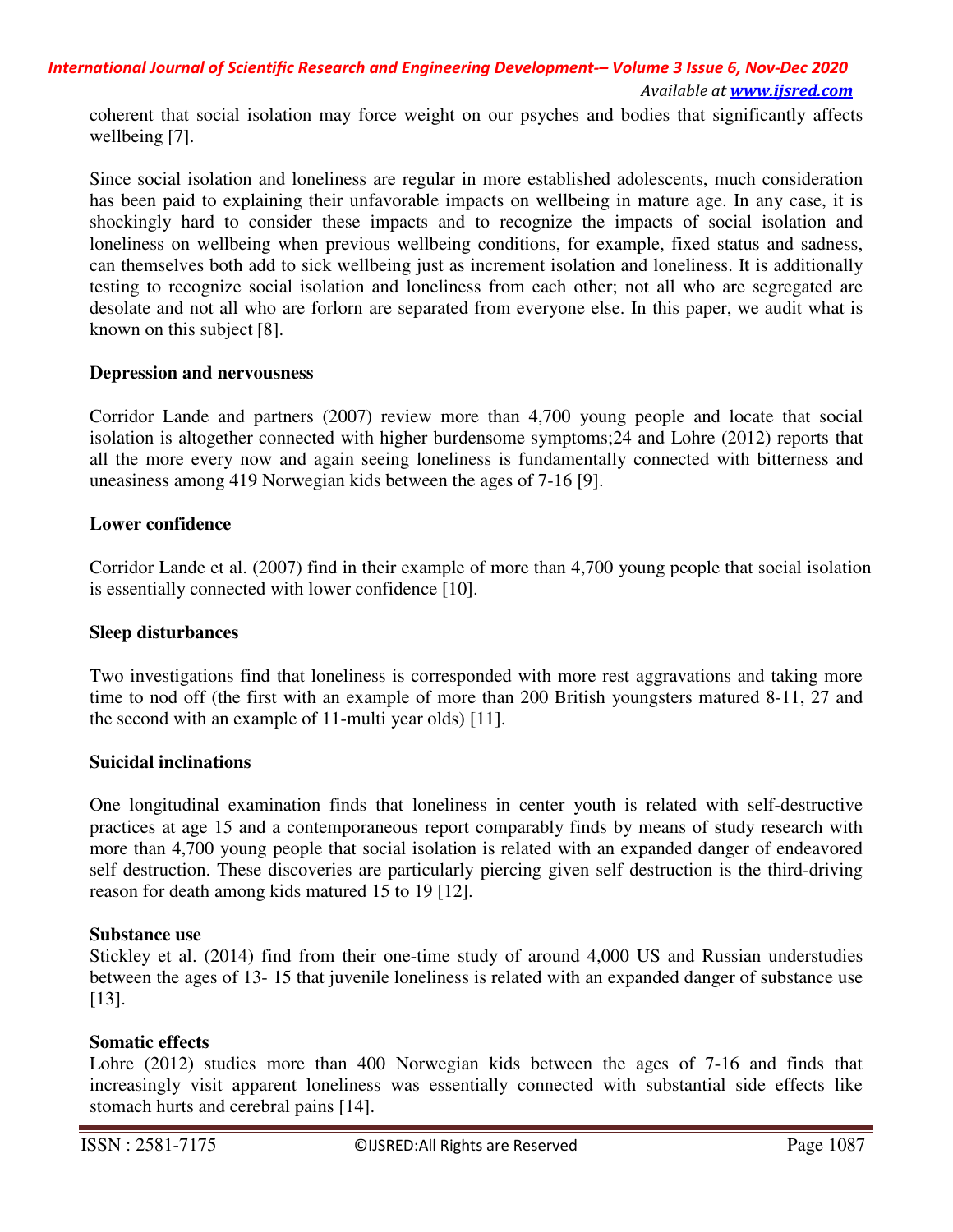coherent that social isolation may force weight on our psyches and bodies that significantly affects wellbeing [7].

Since social isolation and loneliness are regular in more established adolescents, much consideration has been paid to explaining their unfavorable impacts on wellbeing in mature age. In any case, it is shockingly hard to consider these impacts and to recognize the impacts of social isolation and loneliness on wellbeing when previous wellbeing conditions, for example, fixed status and sadness, can themselves both add to sick wellbeing just as increment isolation and loneliness. It is additionally testing to recognize social isolation and loneliness from each other; not all who are segregated are desolate and not all who are forlorn are separated from everyone else. In this paper, we audit what is known on this subject [8].

**Depression and nervousness**

Corridor Lande and partners (2007) review more than 4,700 young people and locate that social isolation is altogether connected with higher burdensome symptoms;24 and Lohre (2012) reports that all the more every now and again seeing loneliness is fundamentally connected with bitterness and uneasiness among 419 Norwegian kids between the ages of 7-16 [9].

**Lower confidence**

Corridor Lande et al. (2007) find in their example of more than 4,700 young people that social isolation is essentially connected with lower confidence [10].

**Sleep disturbances**

Two investigations find that loneliness is corresponded with more rest aggravations and taking more time to nod off (the first with an example of more than 200 British youngsters matured 8-11, 27 and the second with an example of 11-multi year olds) [11].

**Suicidal inclinations**

One longitudinal examination finds that loneliness in center youth is related with self-destructive practices at age 15 and a contemporaneous report comparably finds by means of study research with more than 4,700 young people that social isolation is related with an expanded danger of endeavored self destruction. These discoveries are particularly piercing given self destruction is the third-driving reason for death among kids matured 15 to 19 [12].

**Substance use**

Stickley et al. (2014) find from their one-time study of around 4,000 US and Russian understudies between the ages of 13- 15 that juvenile loneliness is related with an expanded danger of substance use [13].

**Somatic effects**

Lohre (2012) studies more than 400 Norwegian kids between the ages of 7-16 and finds that increasingly visit apparent loneliness was essentially connected with substantial side effects like stomach hurts and cerebral pains [14].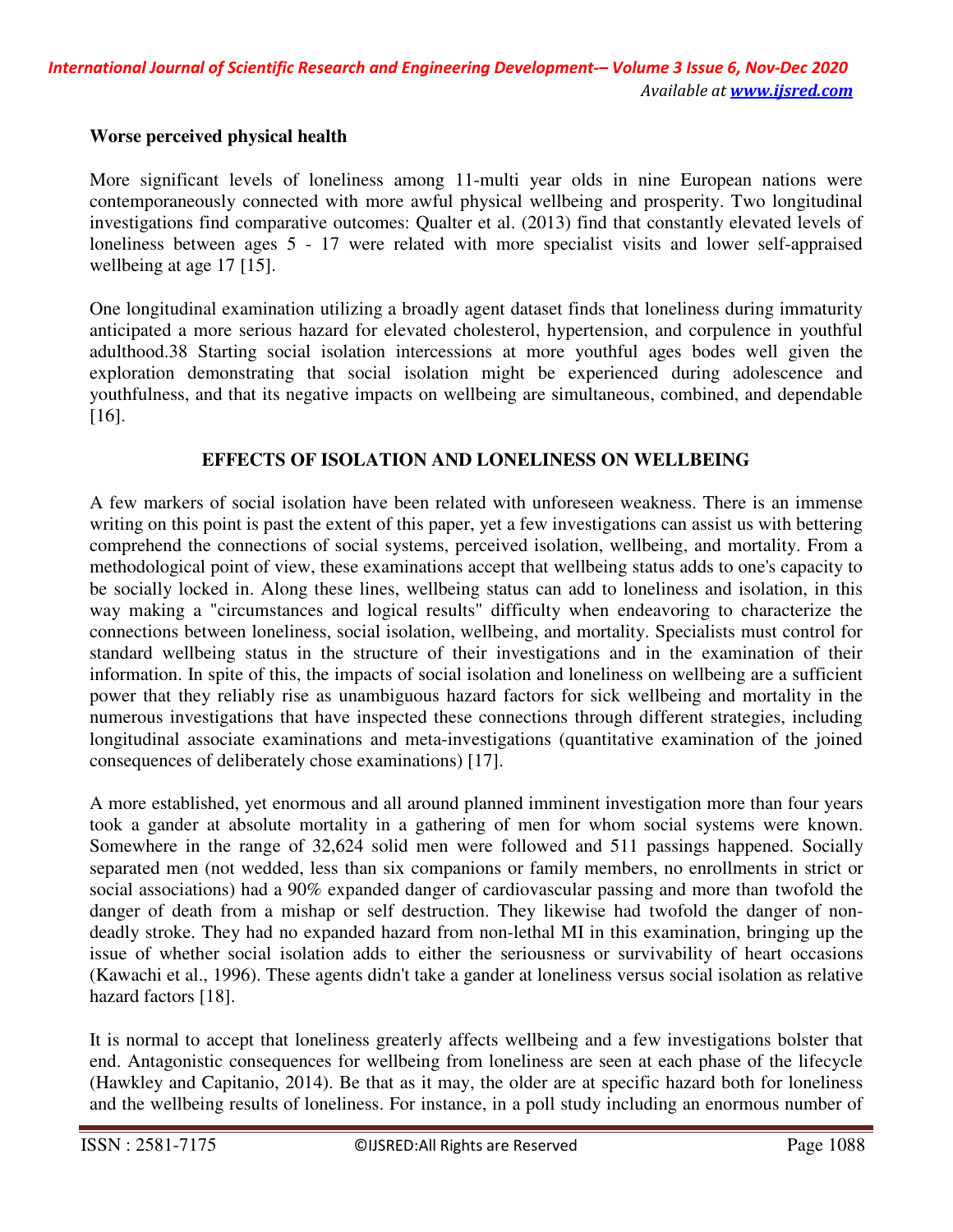**Worse perceived physical health**

More significant levels of loneliness among 11-multi year olds in nine European nations were contemporaneously connected with more awful physical wellbeing and prosperity. Two longitudinal investigations find comparative outcomes: Qualter et al. (2013) find that constantly elevated levels of loneliness between ages 5 - 17 were related with more specialist visits and lower self-appraised wellbeing at age 17 [15].

One longitudinal examination utilizing a broadly agent dataset finds that loneliness during immaturity anticipated a more serious hazard for elevated cholesterol, hypertension, and corpulence in youthful adulthood.38 Starting social isolation intercessions at more youthful ages bodes well given the exploration demonstrating that social isolation might be experienced during adolescence and youthfulness, and that its negative impacts on wellbeing are simultaneous, combined, and dependable [16].

## EFFECTS OF ISOLATION AND LONELINESS ON WELLBEING

A few markers of social isolation have been related with unforeseen weakness. There is an immense writing on this point is past the extent of this paper, yet a few investigations can assist us with bettering comprehend the connections of social systems, perceived isolation, wellbeing, and mortality. From a methodological point of view, these examinations accept that wellbeing status adds to one's capacity to be socially locked in. Along these lines, wellbeing status can add to loneliness and isolation, in this way making a "circumstances and logical results" difficulty when endeavoring to characterize the connections between loneliness, social isolation, wellbeing, and mortality. Specialists must control for standard wellbeing status in the structure of their investigations and in the examination of their information. In spite of this, the impacts of social isolation and loneliness on wellbeing are a sufficient power that they reliably rise as unambiguous hazard factors for sick wellbeing and mortality in the numerous investigations that have inspected these connections through different strategies, including longitudinal associate examinations and meta-investigations (quantitative examination of the joined consequences of deliberately chose examinations) [17].

A more established, yet enormous and all around planned imminent investigation more than four years took a gander at absolute mortality in a gathering of men for whom social systems were known. Somewhere in the range of 32,624 solid men were followed and 511 passings happened. Socially separated men (not wedded, less than six companions or family members, no enrollments in strict or social associations) had a 90% expanded danger of cardiovascular passing and more than twofold the danger of death from a mishap or self destruction. They likewise had twofold the danger of non-deadly stroke. They had no expanded hazard from non-lethal MI in this examination, bringing up the issue of whether social isolation adds to either the seriousness or survivability of heart occasions (Kawachi et al., 1996). These agents didn't take a gander at loneliness versus social isolation as relative hazard factors [18].

It is normal to accept that loneliness greaterly affects wellbeing and a few investigations bolster that end. Antagonistic consequences for wellbeing from loneliness are seen at each phase of the lifecycle (Hawkley and Capitanio, 2014). Be that as it may, the older are at specific hazard both for loneliness and the wellbeing results of loneliness. For instance, in a poll study including an enormous number of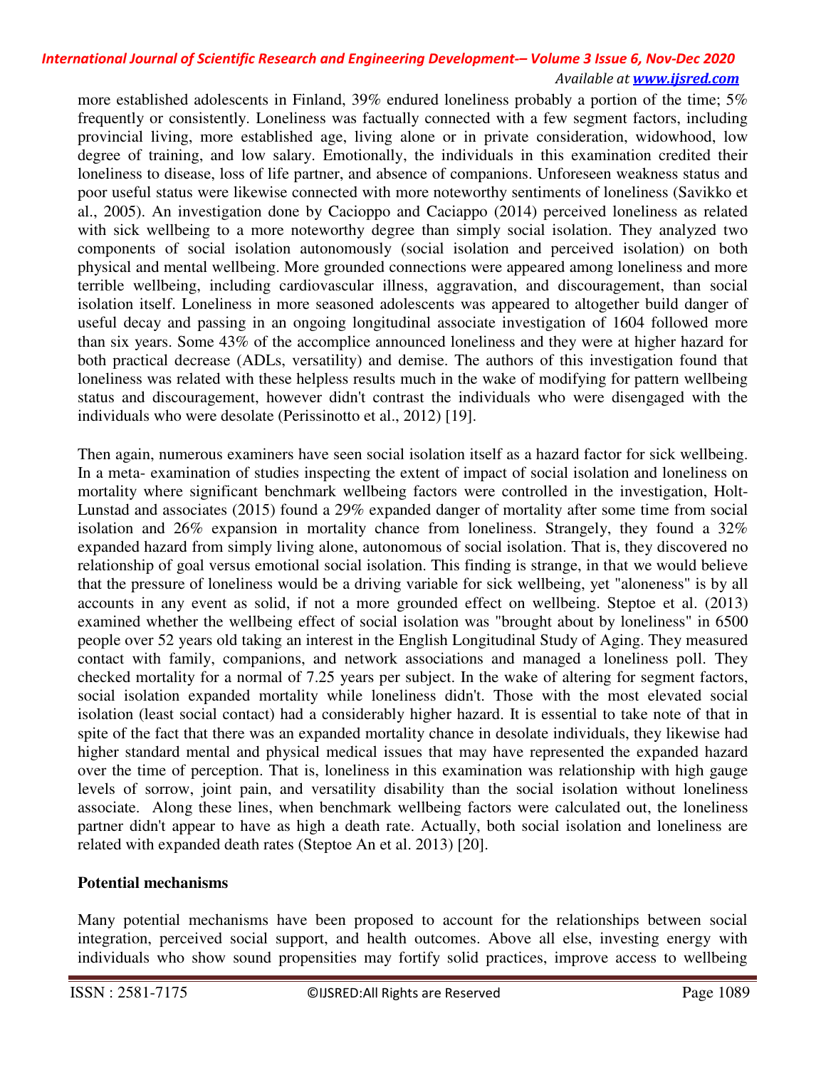more established adolescents in Finland, 39% endured loneliness probably a portion of the time; 5% frequently or consistently. Loneliness was factually connected with a few segment factors, including provincial living, more established age, living alone or in private consideration, widowhood, low degree of training, and low salary. Emotionally, the individuals in this examination credited their loneliness to disease, loss of life partner, and absence of companions. Unforeseen weakness status and poor useful status were likewise connected with more noteworthy sentiments of loneliness (Savikko et al., 2005). An investigation done by Cacioppo and Caciappo (2014) perceived loneliness as related with sick wellbeing to a more noteworthy degree than simply social isolation. They analyzed two components of social isolation autonomously (social isolation and perceived isolation) on both physical and mental wellbeing. More grounded connections were appeared among loneliness and more terrible wellbeing, including cardiovascular illness, aggravation, and discouragement, than social isolation itself. Loneliness in more seasoned adolescents was appeared to altogether build danger of useful decay and passing in an ongoing longitudinal associate investigation of 1604 followed more than six years. Some 43% of the accomplice announced loneliness and they were at higher hazard for both practical decrease (ADLs, versatility) and demise. The authors of this investigation found that loneliness was related with these helpless results much in the wake of modifying for pattern wellbeing status and discouragement, however didn't contrast the individuals who were disengaged with the individuals who were desolate (Perissinotto et al., 2012) [19].

Then again, numerous examiners have seen social isolation itself as a hazard factor for sick wellbeing. In a meta- examination of studies inspecting the extent of impact of social isolation and loneliness on mortality where significant benchmark wellbeing factors were controlled in the investigation, Holt-Lunstad and associates (2015) found a 29% expanded danger of mortality after some time from social isolation and 26% expansion in mortality chance from loneliness. Strangely, they found a 32% expanded hazard from simply living alone, autonomous of social isolation. That is, they discovered no relationship of goal versus emotional social isolation. This finding is strange, in that we would believe that the pressure of loneliness would be a driving variable for sick wellbeing, yet "aloneness" is by all accounts in any event as solid, if not a more grounded effect on wellbeing. Steptoe et al. (2013) examined whether the wellbeing effect of social isolation was "brought about by loneliness" in 6500 people over 52 years old taking an interest in the English Longitudinal Study of Aging. They measured contact with family, companions, and network associations and managed a loneliness poll. They checked mortality for a normal of 7.25 years per subject. In the wake of altering for segment factors, social isolation expanded mortality while loneliness didn't. Those with the most elevated social isolation (least social contact) had a considerably higher hazard. It is essential to take note of that in spite of the fact that there was an expanded mortality chance in desolate individuals, they likewise had higher standard mental and physical medical issues that may have represented the expanded hazard over the time of perception. That is, loneliness in this examination was relationship with high gauge levels of sorrow, joint pain, and versatility disability than the social isolation without loneliness associate. Along these lines, when benchmark wellbeing factors were calculated out, the loneliness partner didn't appear to have as high a death rate. Actually, both social isolation and loneliness are related with expanded death rates (Steptoe An et al. 2013) [20].

**Potential mechanisms**

Many potential mechanisms have been proposed to account for the relationships between social integration, perceived social support, and health outcomes. Above all else, investing energy with individuals who show sound propensities may fortify solid practices, improve access to wellbeing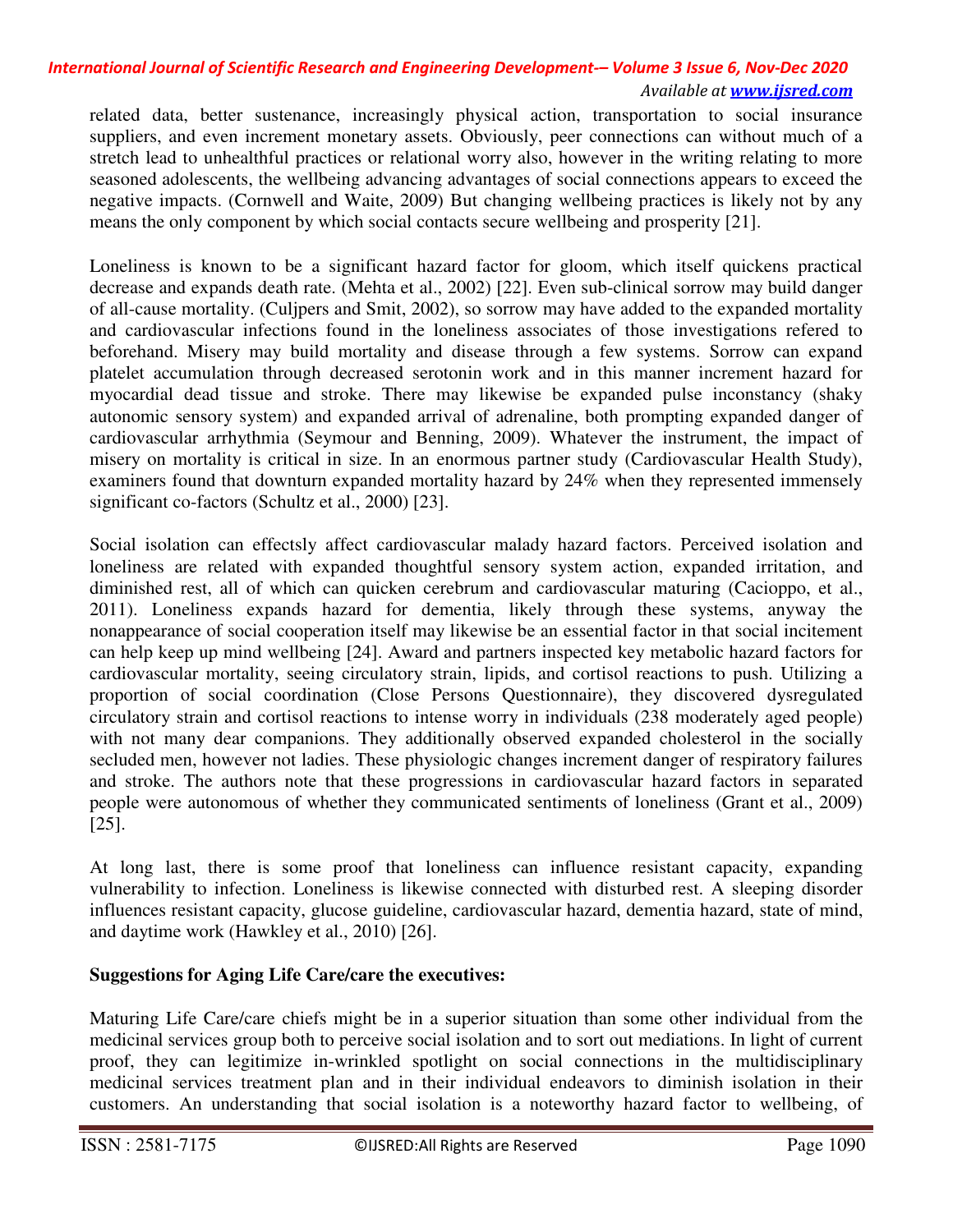related data, better sustenance, increasingly physical action, transportation to social insurance suppliers, and even increment monetary assets. Obviously, peer connections can without much of a stretch lead to unhealthful practices or relational worry also, however in the writing relating to more seasoned adolescents, the wellbeing advancing advantages of social connections appears to exceed the negative impacts. (Cornwell and Waite, 2009) But changing wellbeing practices is likely not by any means the only component by which social contacts secure wellbeing and prosperity [21].

Loneliness is known to be a significant hazard factor for gloom, which itself quickens practical decrease and expands death rate. (Mehta et al., 2002) [22]. Even sub-clinical sorrow may build danger of all-cause mortality. (Culjpers and Smit, 2002), so sorrow may have added to the expanded mortality and cardiovascular infections found in the loneliness associates of those investigations refered to beforehand. Misery may build mortality and disease through a few systems. Sorrow can expand platelet accumulation through decreased serotonin work and in this manner increment hazard for myocardial dead tissue and stroke. There may likewise be expanded pulse inconstancy (shaky autonomic sensory system) and expanded arrival of adrenaline, both prompting expanded danger of cardiovascular arrhythmia (Seymour and Benning, 2009). Whatever the instrument, the impact of misery on mortality is critical in size. In an enormous partner study (Cardiovascular Health Study), examiners found that downturn expanded mortality hazard by 24% when they represented immensely significant co-factors (Schultz et al., 2000) [23].

Social isolation can effectsly affect cardiovascular malady hazard factors. Perceived isolation and loneliness are related with expanded thoughtful sensory system action, expanded irritation, and diminished rest, all of which can quicken cerebrum and cardiovascular maturing (Cacioppo, et al., 2011). Loneliness expands hazard for dementia, likely through these systems, anyway the nonappearance of social cooperation itself may likewise be an essential factor in that social incitement can help keep up mind wellbeing [24]. Award and partners inspected key metabolic hazard factors for cardiovascular mortality, seeing circulatory strain, lipids, and cortisol reactions to push. Utilizing a proportion of social coordination (Close Persons Questionnaire), they discovered dysregulated circulatory strain and cortisol reactions to intense worry in individuals (238 moderately aged people) with not many dear companions. They additionally observed expanded cholesterol in the socially secluded men, however not ladies. These physiologic changes increment danger of respiratory failures and stroke. The authors note that these progressions in cardiovascular hazard factors in separated people were autonomous of whether they communicated sentiments of loneliness (Grant et al., 2009) [25].

At long last, there is some proof that loneliness can influence resistant capacity, expanding vulnerability to infection. Loneliness is likewise connected with disturbed rest. A sleeping disorder influences resistant capacity, glucose guideline, cardiovascular hazard, dementia hazard, state of mind, and daytime work (Hawkley et al., 2010) [26].

**Suggestions for Aging Life Care/care the executives:**

Maturing Life Care/care chiefs might be in a superior situation than some other individual from the medicinal services group both to perceive social isolation and to sort out mediations. In light of current proof, they can legitimize in-wrinkled spotlight on social connections in the multidisciplinary medicinal services treatment plan and in their individual endeavors to diminish isolation in their customers. An understanding that social isolation is a noteworthy hazard factor to wellbeing, of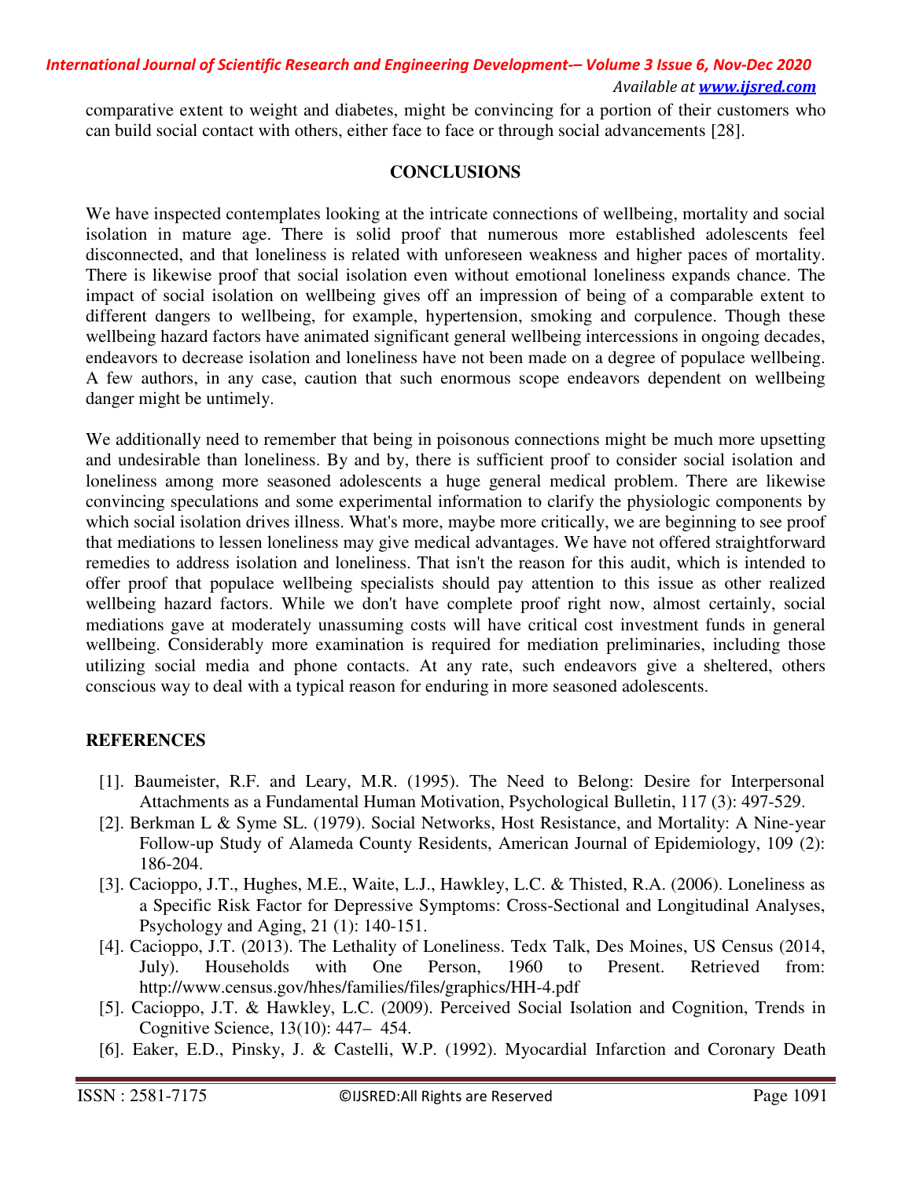comparative extent to weight and diabetes, might be convincing for a portion of their customers who can build social contact with others, either face to face or through social advancements [28].

## CONCLUSIONS

We have inspected contemplates looking at the intricate connections of wellbeing, mortality and social isolation in mature age. There is solid proof that numerous more established adolescents feel disconnected, and that loneliness is related with unforeseen weakness and higher paces of mortality. There is likewise proof that social isolation even without emotional loneliness expands chance. The impact of social isolation on wellbeing gives off an impression of being of a comparable extent to different dangers to wellbeing, for example, hypertension, smoking and corpulence. Though these wellbeing hazard factors have animated significant general wellbeing intercessions in ongoing decades, endeavors to decrease isolation and loneliness have not been made on a degree of populace wellbeing. A few authors, in any case, caution that such enormous scope endeavors dependent on wellbeing danger might be untimely.

We additionally need to remember that being in poisonous connections might be much more upsetting and undesirable than loneliness. By and by, there is sufficient proof to consider social isolation and loneliness among more seasoned adolescents a huge general medical problem. There are likewise convincing speculations and some experimental information to clarify the physiologic components by which social isolation drives illness. What's more, maybe more critically, we are beginning to see proof that mediations to lessen loneliness may give medical advantages. We have not offered straightforward remedies to address isolation and loneliness. That isn't the reason for this audit, which is intended to offer proof that populace wellbeing specialists should pay attention to this issue as other realized wellbeing hazard factors. While we don't have complete proof right now, almost certainly, social mediations gave at moderately unassuming costs will have critical cost investment funds in general wellbeing. Considerably more examination is required for mediation preliminaries, including those utilizing social media and phone contacts. At any rate, such endeavors give a sheltered, others conscious way to deal with a typical reason for enduring in more seasoned adolescents.

## REFERENCES

[1]. Baumeister, R.F. and Leary, M.R. (1995). The Need to Belong: Desire for Interpersonal Attachments as a Fundamental Human Motivation, Psychological Bulletin, 117 (3): 497-529.

[2]. Berkman L & Syme SL. (1979). Social Networks, Host Resistance, and Mortality: A Nine-year Follow-up Study of Alameda County Residents, American Journal of Epidemiology, 109 (2): 186-204.

[3]. Cacioppo, J.T., Hughes, M.E., Waite, L.J., Hawkley, L.C. & Thisted, R.A. (2006). Loneliness as a Specific Risk Factor for Depressive Symptoms: Cross-Sectional and Longitudinal Analyses, Psychology and Aging, 21 (1): 140-151.

[4]. Cacioppo, J.T. (2013). The Lethality of Loneliness. Tedx Talk, Des Moines, US Census (2014, July). Households with One Person, 1960 to Present. Retrieved from: http://www.census.gov/hhes/families/files/graphics/HH-4.pdf

[5]. Cacioppo, J.T. & Hawkley, L.C. (2009). Perceived Social Isolation and Cognition, Trends in Cognitive Science, 13(10): 447– 454.

[6]. Eaker, E.D., Pinsky, J. & Castelli, W.P. (1992). Myocardial Infarction and Coronary Death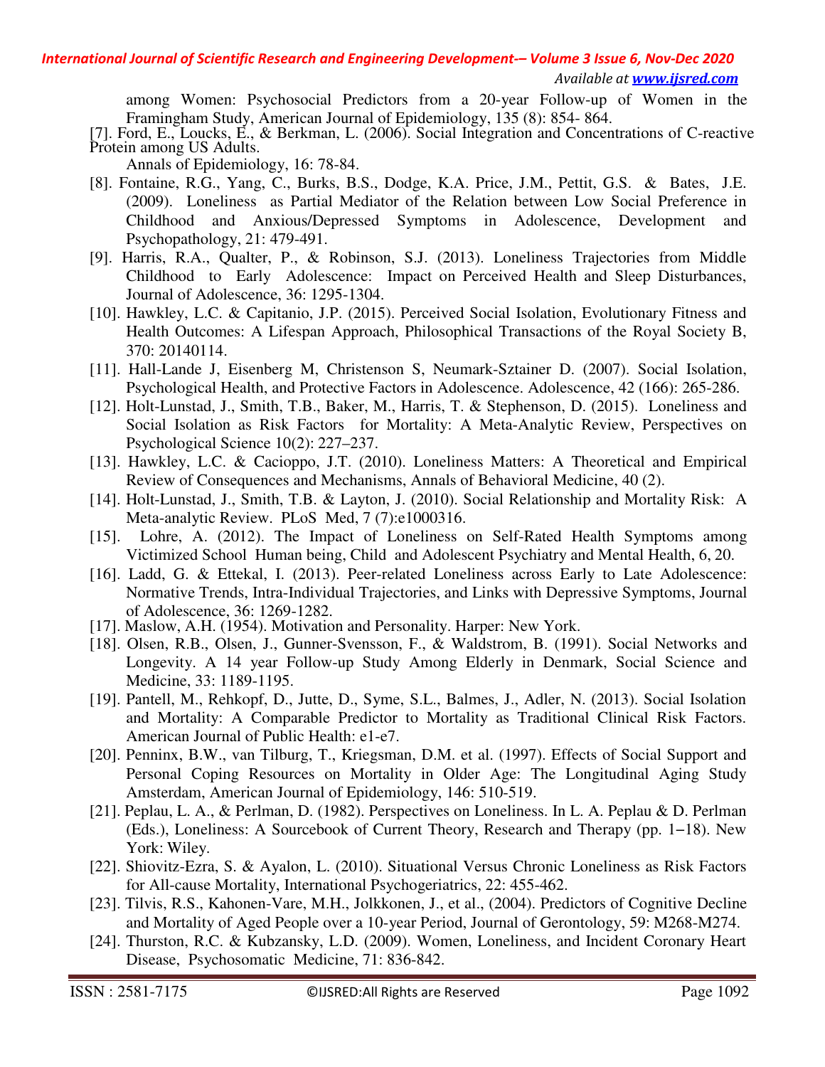among Women: Psychosocial Predictors from a 20-year Follow-up of Women in the Framingham Study, American Journal of Epidemiology, 135 (8): 854- 864.

[7]. Ford, E., Loucks, E., & Berkman, L. (2006). Social Integration and Concentrations of C-reactive Protein among US Adults. Annals of Epidemiology, 16: 78-84.

[8]. Fontaine, R.G., Yang, C., Burks, B.S., Dodge, K.A. Price, J.M., Pettit, G.S. & Bates, J.E. (2009). Loneliness as Partial Mediator of the Relation between Low Social Preference in Childhood and Anxious/Depressed Symptoms in Adolescence, Development and Psychopathology, 21: 479-491.

[9]. Harris, R.A., Qualter, P., & Robinson, S.J. (2013). Loneliness Trajectories from Middle Childhood to Early Adolescence: Impact on Perceived Health and Sleep Disturbances, Journal of Adolescence, 36: 1295-1304.

[10]. Hawkley, L.C. & Capitanio, J.P. (2015). Perceived Social Isolation, Evolutionary Fitness and Health Outcomes: A Lifespan Approach, Philosophical Transactions of the Royal Society B, 370: 20140114.

[11]. Hall-Lande J, Eisenberg M, Christenson S, Neumark-Sztainer D. (2007). Social Isolation, Psychological Health, and Protective Factors in Adolescence. Adolescence, 42 (166): 265-286.

[12]. Holt-Lunstad, J., Smith, T.B., Baker, M., Harris, T. & Stephenson, D. (2015). Loneliness and Social Isolation as Risk Factors for Mortality: A Meta-Analytic Review, Perspectives on Psychological Science 10(2): 227–237.

[13]. Hawkley, L.C. & Cacioppo, J.T. (2010). Loneliness Matters: A Theoretical and Empirical Review of Consequences and Mechanisms, Annals of Behavioral Medicine, 40 (2).

[14]. Holt-Lunstad, J., Smith, T.B. & Layton, J. (2010). Social Relationship and Mortality Risk: A Meta-analytic Review. PLoS Med, 7 (7):e1000316.

[15]. Lohre, A. (2012). The Impact of Loneliness on Self-Rated Health Symptoms among Victimized School Human being, Child and Adolescent Psychiatry and Mental Health, 6, 20.

[16]. Ladd, G. & Ettekal, I. (2013). Peer-related Loneliness across Early to Late Adolescence: Normative Trends, Intra-Individual Trajectories, and Links with Depressive Symptoms, Journal of Adolescence, 36: 1269-1282.

[17]. Maslow, A.H. (1954). Motivation and Personality. Harper: New York.

[18]. Olsen, R.B., Olsen, J., Gunner-Svensson, F., & Waldstrom, B. (1991). Social Networks and Longevity. A 14 year Follow-up Study Among Elderly in Denmark, Social Science and Medicine, 33: 1189-1195.

[19]. Pantell, M., Rehkopf, D., Jutte, D., Syme, S.L., Balmes, J., Adler, N. (2013). Social Isolation and Mortality: A Comparable Predictor to Mortality as Traditional Clinical Risk Factors. American Journal of Public Health: e1-e7.

[20]. Penninx, B.W., van Tilburg, T., Kriegsman, D.M. et al. (1997). Effects of Social Support and Personal Coping Resources on Mortality in Older Age: The Longitudinal Aging Study Amsterdam, American Journal of Epidemiology, 146: 510-519.

[21]. Peplau, L. A., & Perlman, D. (1982). Perspectives on Loneliness. In L. A. Peplau & D. Perlman (Eds.), Loneliness: A Sourcebook of Current Theory, Research and Therapy (pp. 1–18). New York: Wiley.

[22]. Shiovitz-Ezra, S. & Ayalon, L. (2010). Situational Versus Chronic Loneliness as Risk Factors for All-cause Mortality, International Psychogeriatrics, 22: 455-462.

[23]. Tilvis, R.S., Kahonen-Vare, M.H., Jolkkonen, J., et al., (2004). Predictors of Cognitive Decline and Mortality of Aged People over a 10-year Period, Journal of Gerontology, 59: M268-M274.

[24]. Thurston, R.C. & Kubzansky, L.D. (2009). Women, Loneliness, and Incident Coronary Heart Disease, Psychosomatic Medicine, 71: 836-842.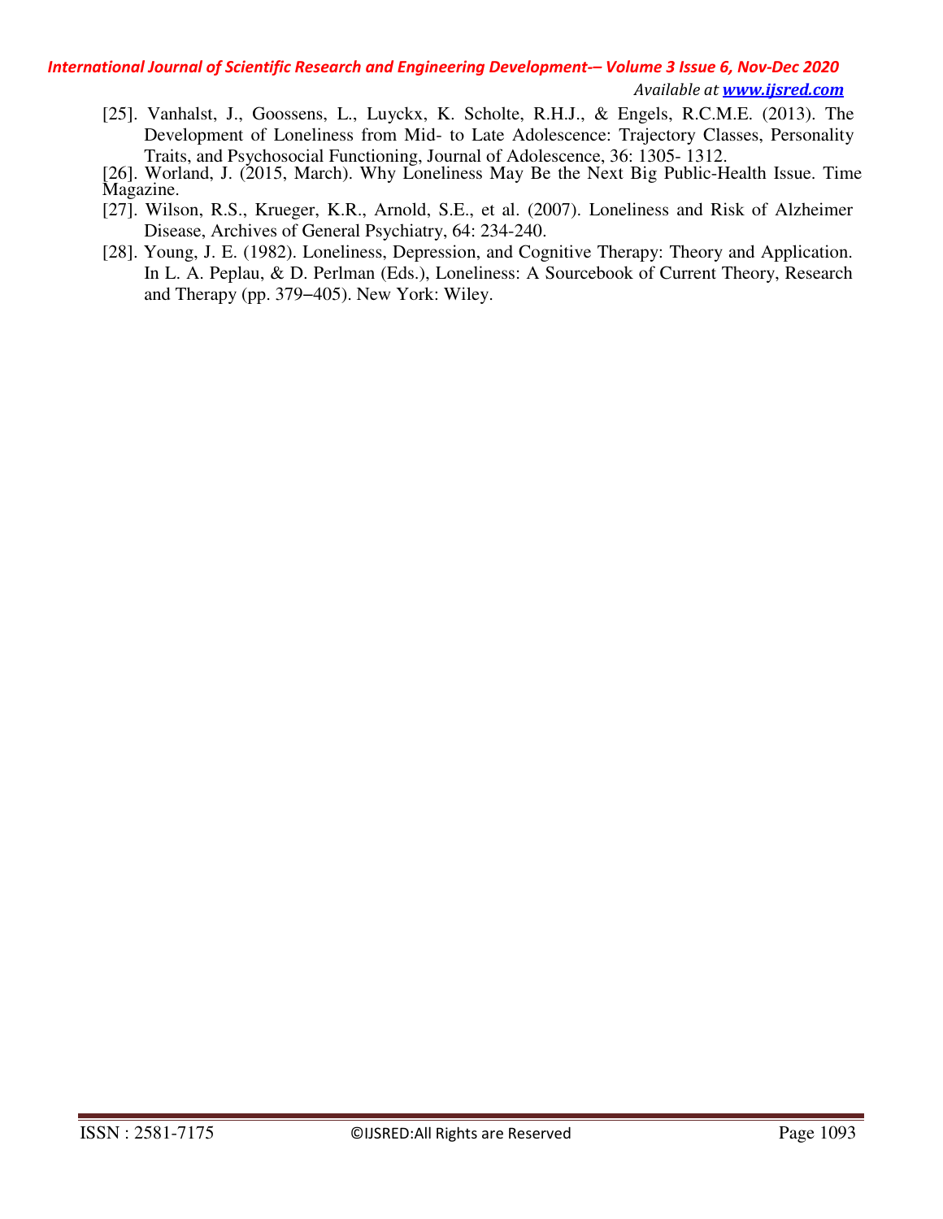[25]. Vanhalst, J., Goossens, L., Luyckx, K. Scholte, R.H.J., & Engels, R.C.M.E. (2013). The Development of Loneliness from Mid- to Late Adolescence: Trajectory Classes, Personality Traits, and Psychosocial Functioning, Journal of Adolescence, 36: 1305- 1312.

[26]. Worland, J. (2015, March). Why Loneliness May Be the Next Big Public-Health Issue. Time Magazine.

[27]. Wilson, R.S., Krueger, K.R., Arnold, S.E., et al. (2007). Loneliness and Risk of Alzheimer Disease, Archives of General Psychiatry, 64: 234-240.

[28]. Young, J. E. (1982). Loneliness, Depression, and Cognitive Therapy: Theory and Application. In L. A. Peplau, & D. Perlman (Eds.), Loneliness: A Sourcebook of Current Theory, Research and Therapy (pp. 379−405). New York: Wiley.